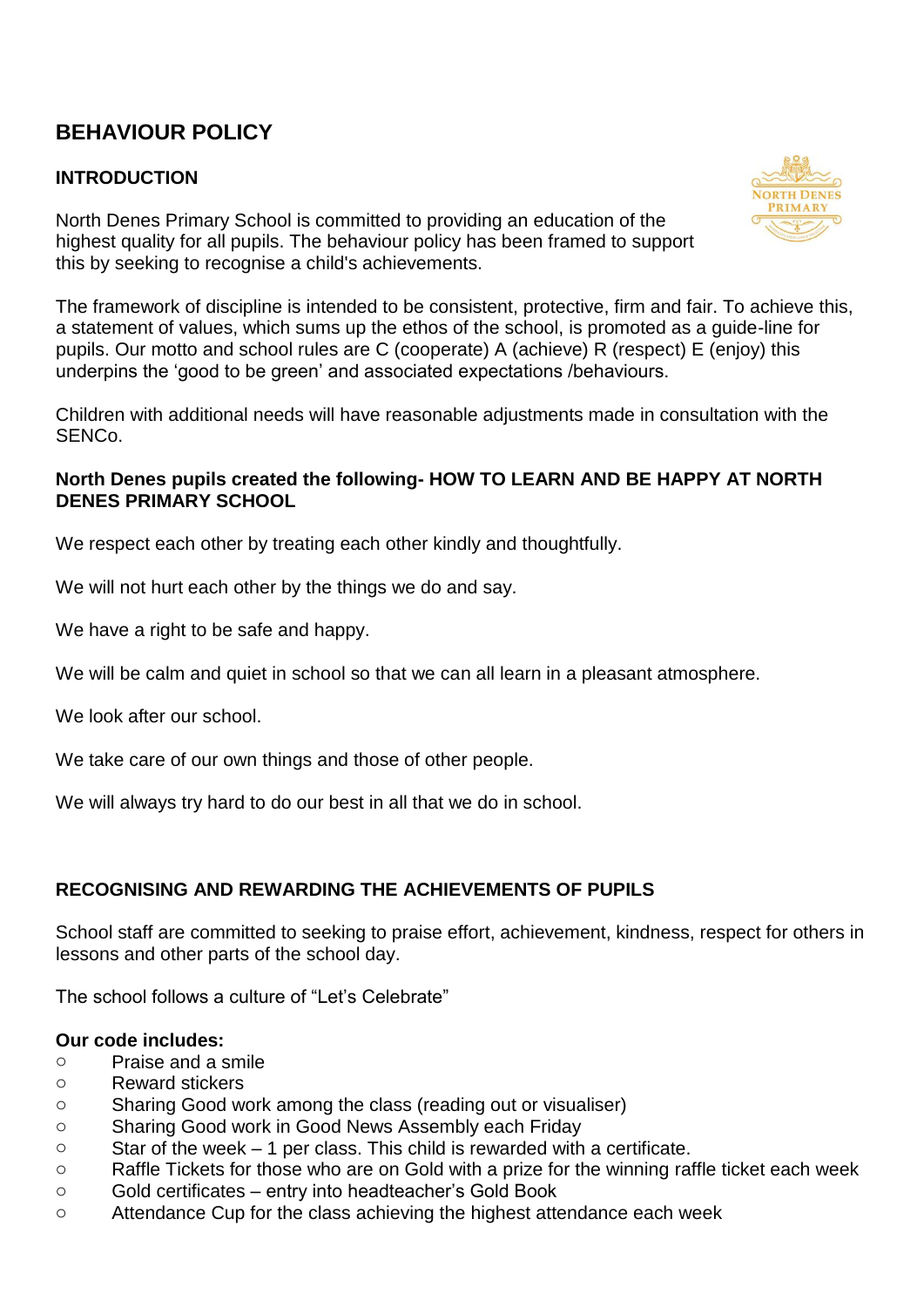# BEHAVIOUR POLICY

## INTRODUCTION

North Denes Primary School is committed to providing an education of the highest quality for all pupils. The behaviour policy has been framed to support this by seeking to recognise a child's achievements.

The framework of discipline is intended to be consistent, protective, firm and fair. To achieve this, a statement of values, which sums up the ethos of the school, is promoted as a guide-line for pupils. Our motto and school rules are C (cooperate) A (achieve) R (respect) E (enjoy) this underpins the 'good to be green' and associated expectations /behaviours.

Children with additional needs will have reasonable adjustments made in consultation with the SENCo.

**North Denes pupils created the following- HOW TO LEARN AND BE HAPPY AT NORTH DENES PRIMARY SCHOOL**

We respect each other by treating each other kindly and thoughtfully.

We will not hurt each other by the things we do and say.

We have a right to be safe and happy.

We will be calm and quiet in school so that we can all learn in a pleasant atmosphere.

We look after our school.

We take care of our own things and those of other people.

We will always try hard to do our best in all that we do in school.

## RECOGNISING AND REWARDING THE ACHIEVEMENTS OF PUPILS

School staff are committed to seeking to praise effort, achievement, kindness, respect for others in lessons and other parts of the school day.

The school follows a culture of "Let's Celebrate"

**Our code includes:**

- Praise and a smile
- Reward stickers
- Sharing Good work among the class (reading out or visualiser)
- Sharing Good work in Good News Assembly each Friday
- Star of the week – 1 per class. This child is rewarded with a certificate.
- Raffle Tickets for those who are on Gold with a prize for the winning raffle ticket each week
- Gold certificates – entry into headteacher's Gold Book
- Attendance Cup for the class achieving the highest attendance each week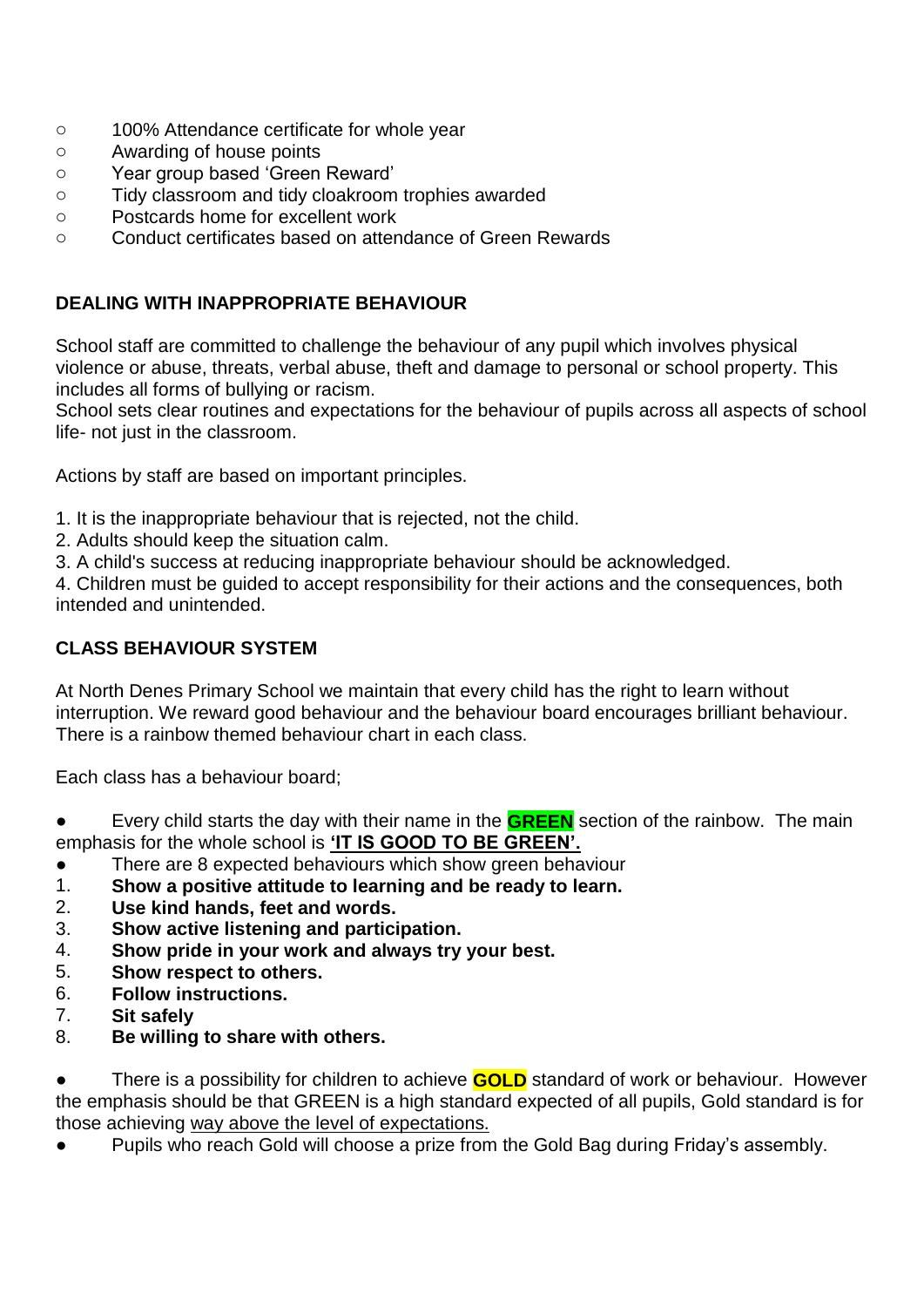- 100% Attendance certificate for whole year
- Awarding of house points
- Year group based 'Green Reward'
- Tidy classroom and tidy cloakroom trophies awarded
- Postcards home for excellent work
- Conduct certificates based on attendance of Green Rewards

## DEALING WITH INAPPROPRIATE BEHAVIOUR

School staff are committed to challenge the behaviour of any pupil which involves physical violence or abuse, threats, verbal abuse, theft and damage to personal or school property. This includes all forms of bullying or racism.
School sets clear routines and expectations for the behaviour of pupils across all aspects of school life- not just in the classroom.

Actions by staff are based on important principles.

1. It is the inappropriate behaviour that is rejected, not the child.
2. Adults should keep the situation calm.
3. A child's success at reducing inappropriate behaviour should be acknowledged.
4. Children must be guided to accept responsibility for their actions and the consequences, both intended and unintended.

## CLASS BEHAVIOUR SYSTEM

At North Denes Primary School we maintain that every child has the right to learn without interruption. We reward good behaviour and the behaviour board encourages brilliant behaviour. There is a rainbow themed behaviour chart in each class.

Each class has a behaviour board;

- Every child starts the day with their name in the **GREEN** section of the rainbow. The main emphasis for the whole school is **'IT IS GOOD TO BE GREEN'.**
- There are 8 expected behaviours which show green behaviour

1. **Show a positive attitude to learning and be ready to learn.**
2. **Use kind hands, feet and words.**
3. **Show active listening and participation.**
4. **Show pride in your work and always try your best.**
5. **Show respect to others.**
6. **Follow instructions.**
7. **Sit safely**
8. **Be willing to share with others.**

- There is a possibility for children to achieve **GOLD** standard of work or behaviour. However the emphasis should be that GREEN is a high standard expected of all pupils, Gold standard is for those achieving way above the level of expectations.
- Pupils who reach Gold will choose a prize from the Gold Bag during Friday's assembly.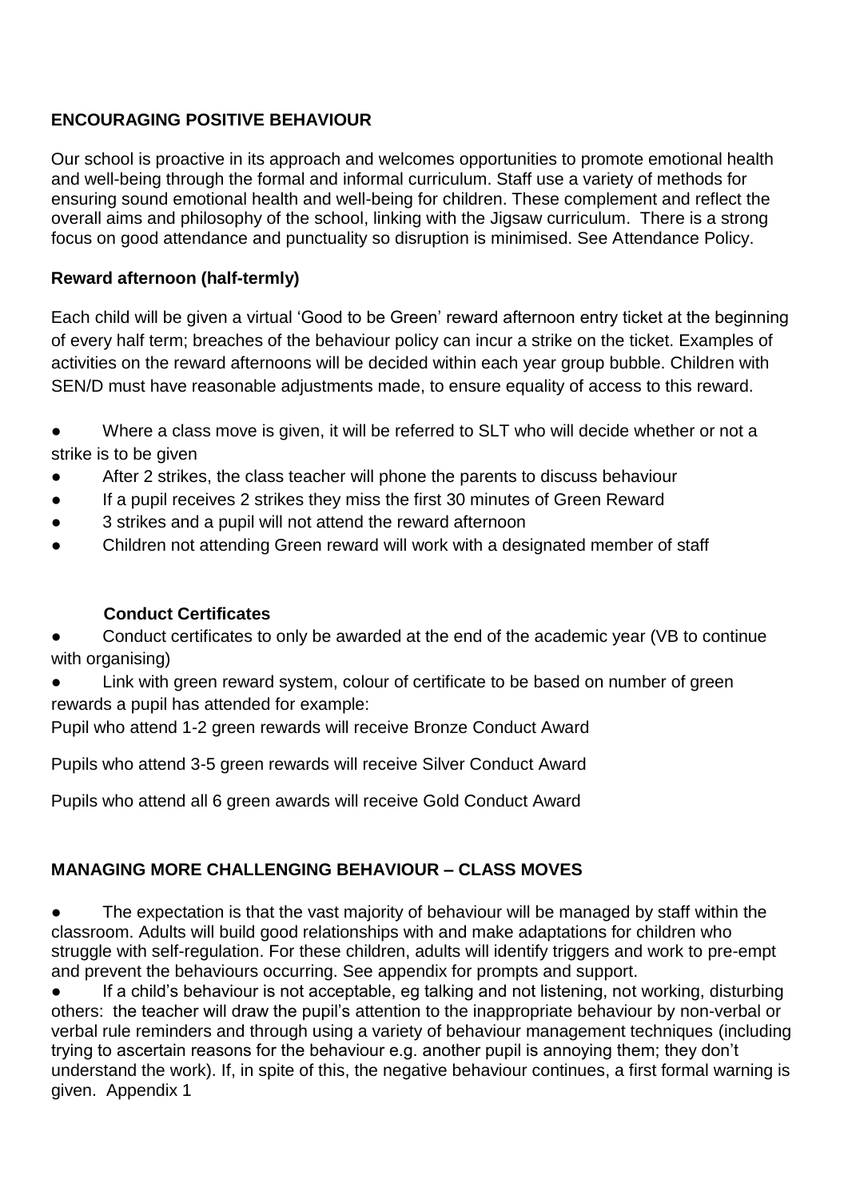## ENCOURAGING POSITIVE BEHAVIOUR

Our school is proactive in its approach and welcomes opportunities to promote emotional health and well-being through the formal and informal curriculum. Staff use a variety of methods for ensuring sound emotional health and well-being for children. These complement and reflect the overall aims and philosophy of the school, linking with the Jigsaw curriculum. There is a strong focus on good attendance and punctuality so disruption is minimised. See Attendance Policy.

### Reward afternoon (half-termly)

Each child will be given a virtual 'Good to be Green' reward afternoon entry ticket at the beginning of every half term; breaches of the behaviour policy can incur a strike on the ticket. Examples of activities on the reward afternoons will be decided within each year group bubble. Children with SEN/D must have reasonable adjustments made, to ensure equality of access to this reward.

- Where a class move is given, it will be referred to SLT who will decide whether or not a strike is to be given
- After 2 strikes, the class teacher will phone the parents to discuss behaviour
- If a pupil receives 2 strikes they miss the first 30 minutes of Green Reward
- 3 strikes and a pupil will not attend the reward afternoon
- Children not attending Green reward will work with a designated member of staff

### Conduct Certificates

- Conduct certificates to only be awarded at the end of the academic year (VB to continue with organising)
- Link with green reward system, colour of certificate to be based on number of green rewards a pupil has attended for example:

Pupil who attend 1-2 green rewards will receive Bronze Conduct Award

Pupils who attend 3-5 green rewards will receive Silver Conduct Award

Pupils who attend all 6 green awards will receive Gold Conduct Award

## MANAGING MORE CHALLENGING BEHAVIOUR – CLASS MOVES

- The expectation is that the vast majority of behaviour will be managed by staff within the classroom. Adults will build good relationships with and make adaptations for children who struggle with self-regulation. For these children, adults will identify triggers and work to pre-empt and prevent the behaviours occurring. See appendix for prompts and support.
- If a child's behaviour is not acceptable, eg talking and not listening, not working, disturbing others: the teacher will draw the pupil's attention to the inappropriate behaviour by non-verbal or verbal rule reminders and through using a variety of behaviour management techniques (including trying to ascertain reasons for the behaviour e.g. another pupil is annoying them; they don't understand the work). If, in spite of this, the negative behaviour continues, a first formal warning is given. Appendix 1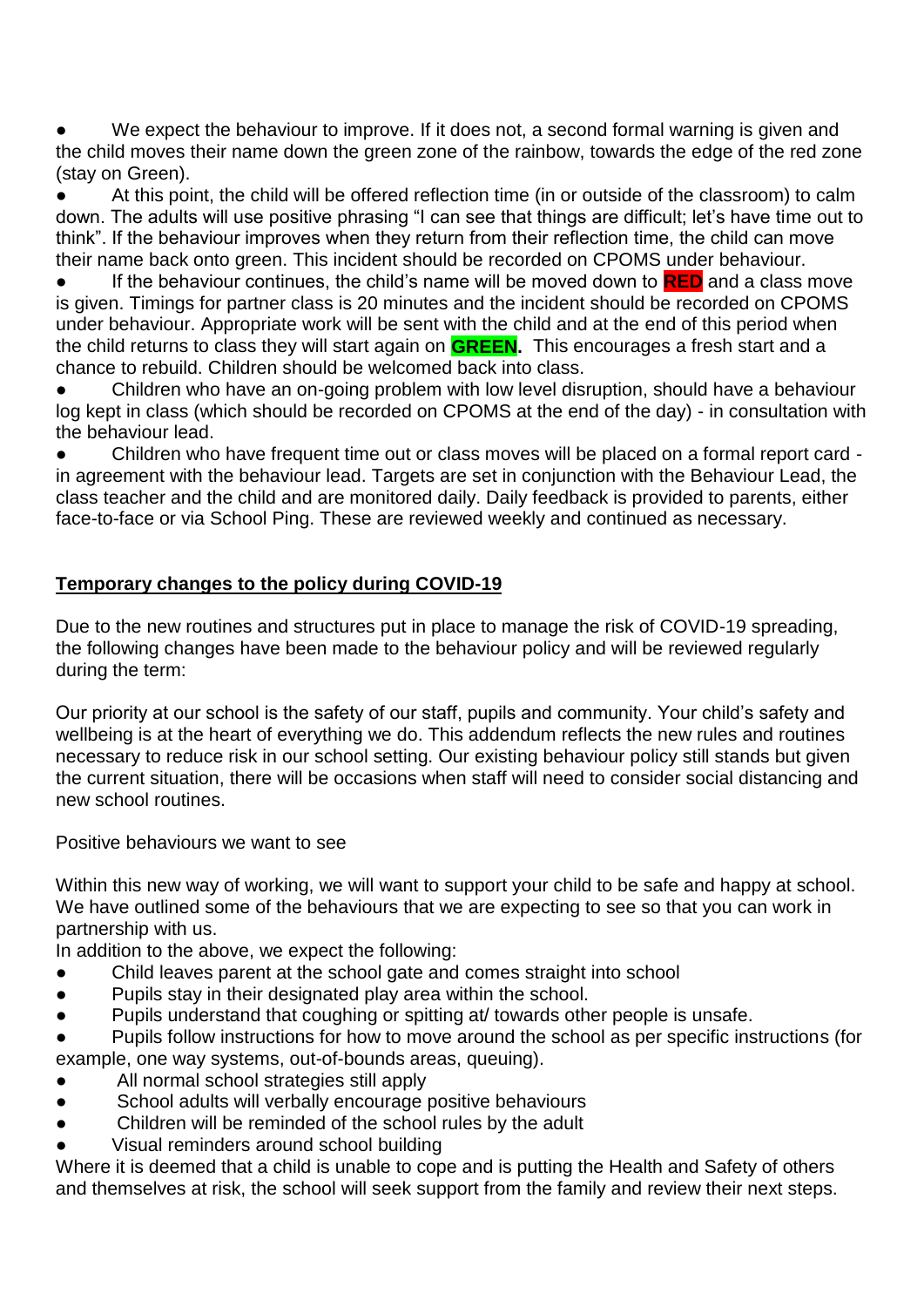- We expect the behaviour to improve. If it does not, a second formal warning is given and the child moves their name down the green zone of the rainbow, towards the edge of the red zone (stay on Green).
- At this point, the child will be offered reflection time (in or outside of the classroom) to calm down. The adults will use positive phrasing "I can see that things are difficult; let's have time out to think". If the behaviour improves when they return from their reflection time, the child can move their name back onto green. This incident should be recorded on CPOMS under behaviour.
- If the behaviour continues, the child's name will be moved down to **RED** and a class move is given. Timings for partner class is 20 minutes and the incident should be recorded on CPOMS under behaviour. Appropriate work will be sent with the child and at the end of this period when the child returns to class they will start again on **GREEN.** This encourages a fresh start and a chance to rebuild. Children should be welcomed back into class.
- Children who have an on-going problem with low level disruption, should have a behaviour log kept in class (which should be recorded on CPOMS at the end of the day) - in consultation with the behaviour lead.
- Children who have frequent time out or class moves will be placed on a formal report card - in agreement with the behaviour lead. Targets are set in conjunction with the Behaviour Lead, the class teacher and the child and are monitored daily. Daily feedback is provided to parents, either face-to-face or via School Ping. These are reviewed weekly and continued as necessary.

## Temporary changes to the policy during COVID-19

Due to the new routines and structures put in place to manage the risk of COVID-19 spreading, the following changes have been made to the behaviour policy and will be reviewed regularly during the term:

Our priority at our school is the safety of our staff, pupils and community. Your child's safety and wellbeing is at the heart of everything we do. This addendum reflects the new rules and routines necessary to reduce risk in our school setting. Our existing behaviour policy still stands but given the current situation, there will be occasions when staff will need to consider social distancing and new school routines.

Positive behaviours we want to see

Within this new way of working, we will want to support your child to be safe and happy at school. We have outlined some of the behaviours that we are expecting to see so that you can work in partnership with us.

In addition to the above, we expect the following:

- Child leaves parent at the school gate and comes straight into school
- Pupils stay in their designated play area within the school.
- Pupils understand that coughing or spitting at/ towards other people is unsafe.
- Pupils follow instructions for how to move around the school as per specific instructions (for example, one way systems, out-of-bounds areas, queuing).
- All normal school strategies still apply
- School adults will verbally encourage positive behaviours
- Children will be reminded of the school rules by the adult
- Visual reminders around school building

Where it is deemed that a child is unable to cope and is putting the Health and Safety of others and themselves at risk, the school will seek support from the family and review their next steps.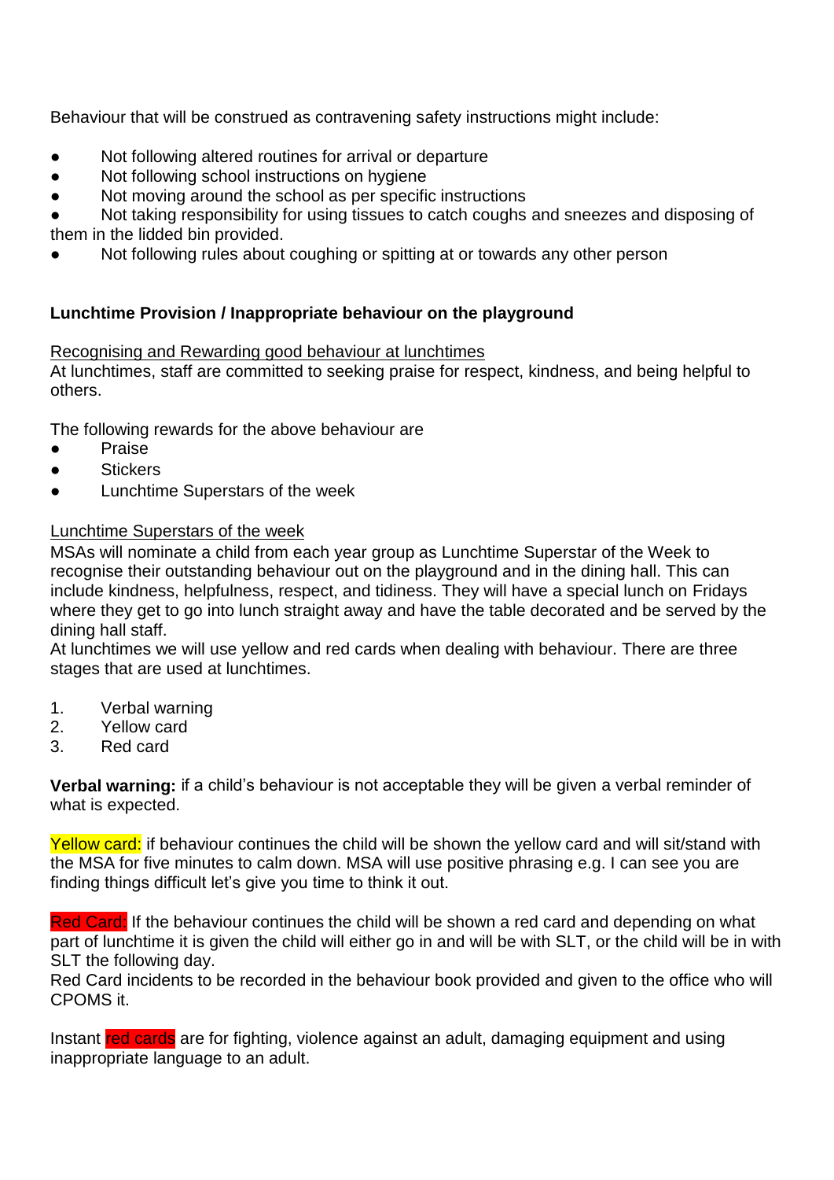Behaviour that will be construed as contravening safety instructions might include:

- Not following altered routines for arrival or departure
- Not following school instructions on hygiene
- Not moving around the school as per specific instructions
- Not taking responsibility for using tissues to catch coughs and sneezes and disposing of them in the lidded bin provided.
- Not following rules about coughing or spitting at or towards any other person

**Lunchtime Provision / Inappropriate behaviour on the playground**

Recognising and Rewarding good behaviour at lunchtimes

At lunchtimes, staff are committed to seeking praise for respect, kindness, and being helpful to others.

The following rewards for the above behaviour are

- Praise
- Stickers
- Lunchtime Superstars of the week

Lunchtime Superstars of the week

MSAs will nominate a child from each year group as Lunchtime Superstar of the Week to recognise their outstanding behaviour out on the playground and in the dining hall. This can include kindness, helpfulness, respect, and tidiness. They will have a special lunch on Fridays where they get to go into lunch straight away and have the table decorated and be served by the dining hall staff.

At lunchtimes we will use yellow and red cards when dealing with behaviour. There are three stages that are used at lunchtimes.

1. Verbal warning
2. Yellow card
3. Red card

**Verbal warning:** if a child's behaviour is not acceptable they will be given a verbal reminder of what is expected.

Yellow card: if behaviour continues the child will be shown the yellow card and will sit/stand with the MSA for five minutes to calm down. MSA will use positive phrasing e.g. I can see you are finding things difficult let's give you time to think it out.

Red Card: If the behaviour continues the child will be shown a red card and depending on what part of lunchtime it is given the child will either go in and will be with SLT, or the child will be in with SLT the following day.

Red Card incidents to be recorded in the behaviour book provided and given to the office who will CPOMS it.

Instant red cards are for fighting, violence against an adult, damaging equipment and using inappropriate language to an adult.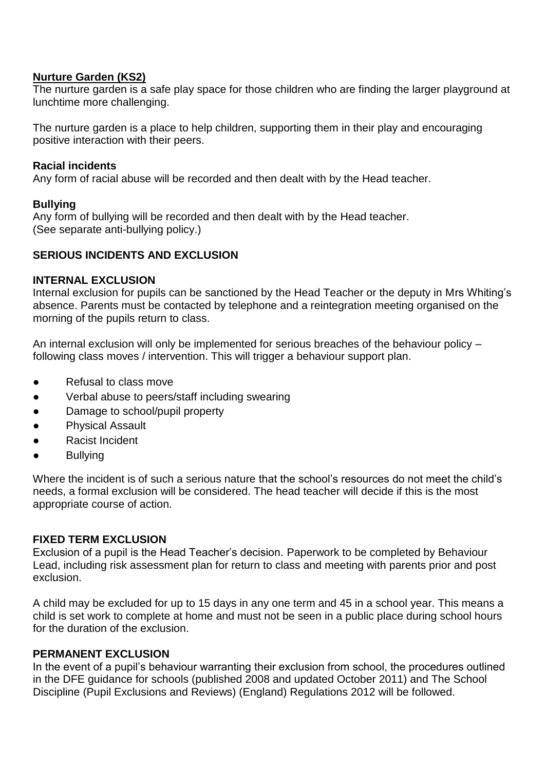**<u>Nurture Garden (KS2)</u>**

The nurture garden is a safe play space for those children who are finding the larger playground at lunchtime more challenging.

The nurture garden is a place to help children, supporting them in their play and encouraging positive interaction with their peers.

**Racial incidents**

Any form of racial abuse will be recorded and then dealt with by the Head teacher.

**Bullying**

Any form of bullying will be recorded and then dealt with by the Head teacher.
(See separate anti-bullying policy.)

**SERIOUS INCIDENTS AND EXCLUSION**

**INTERNAL EXCLUSION**

Internal exclusion for pupils can be sanctioned by the Head Teacher or the deputy in Mrs Whiting's absence. Parents must be contacted by telephone and a reintegration meeting organised on the morning of the pupils return to class.

An internal exclusion will only be implemented for serious breaches of the behaviour policy – following class moves / intervention. This will trigger a behaviour support plan.

- Refusal to class move
- Verbal abuse to peers/staff including swearing
- Damage to school/pupil property
- Physical Assault
- Racist Incident
- Bullying

Where the incident is of such a serious nature that the school's resources do not meet the child's needs, a formal exclusion will be considered. The head teacher will decide if this is the most appropriate course of action.

**FIXED TERM EXCLUSION**

Exclusion of a pupil is the Head Teacher's decision. Paperwork to be completed by Behaviour Lead, including risk assessment plan for return to class and meeting with parents prior and post exclusion.

A child may be excluded for up to 15 days in any one term and 45 in a school year. This means a child is set work to complete at home and must not be seen in a public place during school hours for the duration of the exclusion.

**PERMANENT EXCLUSION**

In the event of a pupil's behaviour warranting their exclusion from school, the procedures outlined in the DFE guidance for schools (published 2008 and updated October 2011) and The School Discipline (Pupil Exclusions and Reviews) (England) Regulations 2012 will be followed.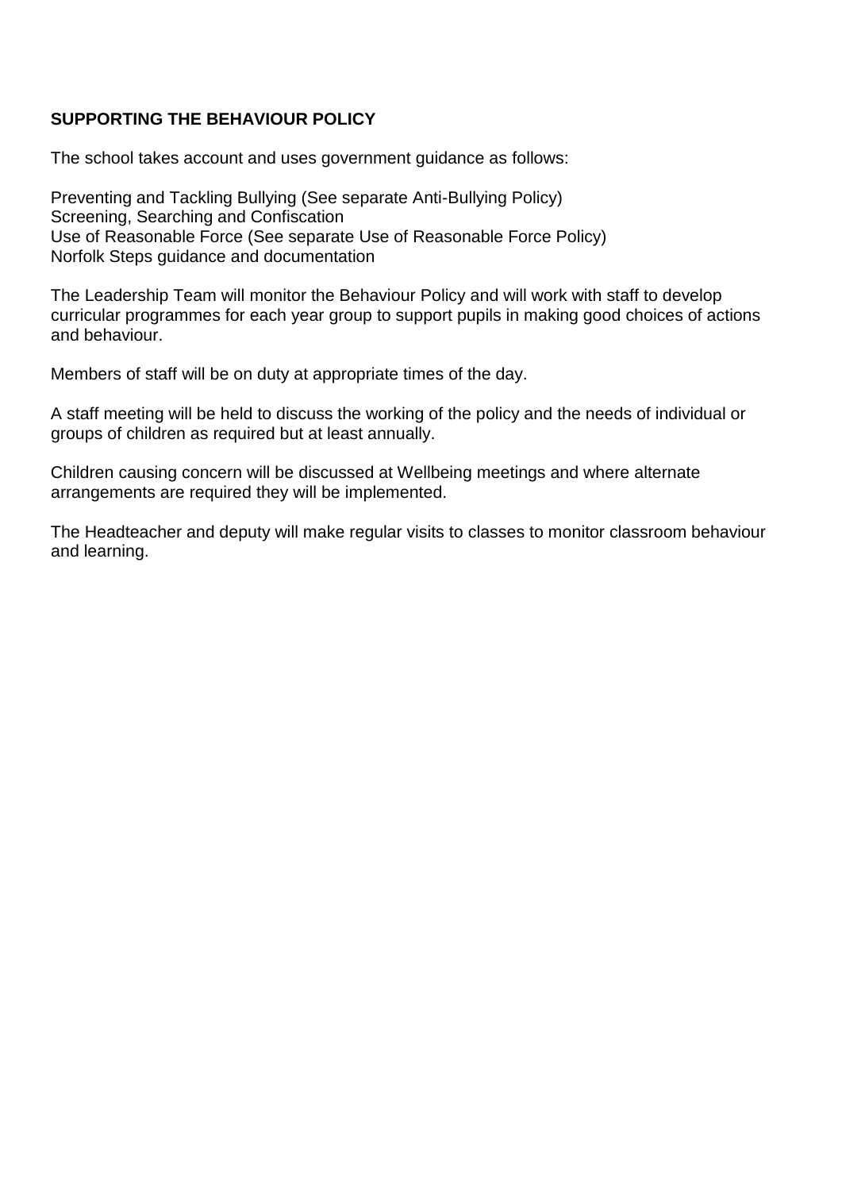**SUPPORTING THE BEHAVIOUR POLICY**

The school takes account and uses government guidance as follows:

Preventing and Tackling Bullying (See separate Anti-Bullying Policy)
Screening, Searching and Confiscation
Use of Reasonable Force (See separate Use of Reasonable Force Policy)
Norfolk Steps guidance and documentation

The Leadership Team will monitor the Behaviour Policy and will work with staff to develop curricular programmes for each year group to support pupils in making good choices of actions and behaviour.

Members of staff will be on duty at appropriate times of the day.

A staff meeting will be held to discuss the working of the policy and the needs of individual or groups of children as required but at least annually.

Children causing concern will be discussed at Wellbeing meetings and where alternate arrangements are required they will be implemented.

The Headteacher and deputy will make regular visits to classes to monitor classroom behaviour and learning.